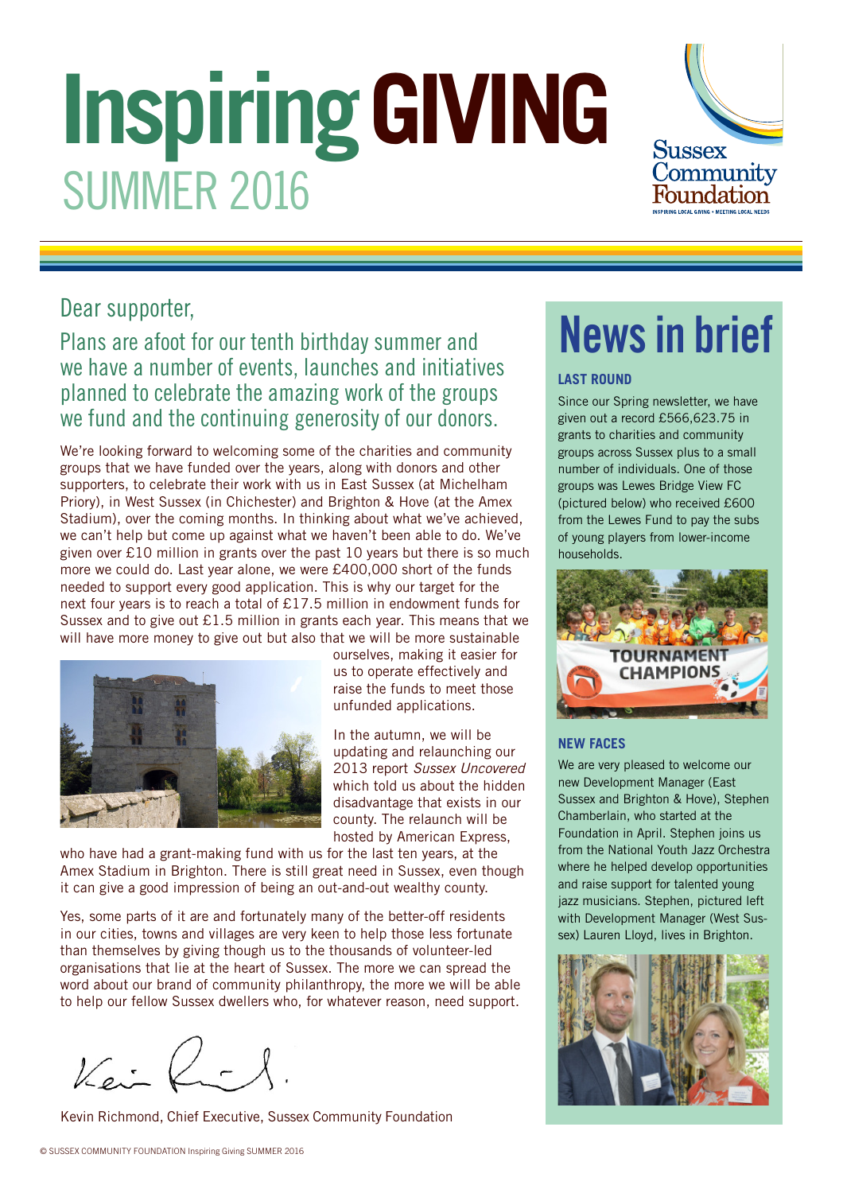# Inspiring GIVING

## SUMMER 2016

Sussex Community Foundation
INSPIRING LOCAL GIVING • MEETING LOCAL NEEDS

Dear supporter,

Plans are afoot for our tenth birthday summer and we have a number of events, launches and initiatives planned to celebrate the amazing work of the groups we fund and the continuing generosity of our donors.

We're looking forward to welcoming some of the charities and community groups that we have funded over the years, along with donors and other supporters, to celebrate their work with us in East Sussex (at Michelham Priory), in West Sussex (in Chichester) and Brighton & Hove (at the Amex Stadium), over the coming months. In thinking about what we've achieved, we can't help but come up against what we haven't been able to do. We've given over £10 million in grants over the past 10 years but there is so much more we could do. Last year alone, we were £400,000 short of the funds needed to support every good application. This is why our target for the next four years is to reach a total of £17.5 million in endowment funds for Sussex and to give out £1.5 million in grants each year. This means that we will have more money to give out but also that we will be more sustainable ourselves, making it easier for us to operate effectively and raise the funds to meet those unfunded applications.

In the autumn, we will be updating and relaunching our 2013 report *Sussex Uncovered* which told us about the hidden disadvantage that exists in our county. The relaunch will be hosted by American Express, who have had a grant-making fund with us for the last ten years, at the Amex Stadium in Brighton. There is still great need in Sussex, even though it can give a good impression of being an out-and-out wealthy county.

Yes, some parts of it are and fortunately many of the better-off residents in our cities, towns and villages are very keen to help those less fortunate than themselves by giving though us to the thousands of volunteer-led organisations that lie at the heart of Sussex. The more we can spread the word about our brand of community philanthropy, the more we will be able to help our fellow Sussex dwellers who, for whatever reason, need support.

Kevin Richmond, Chief Executive, Sussex Community Foundation

# News in brief

### LAST ROUND

Since our Spring newsletter, we have given out a record £566,623.75 in grants to charities and community groups across Sussex plus to a small number of individuals. One of those groups was Lewes Bridge View FC (pictured below) who received £600 from the Lewes Fund to pay the subs of young players from lower-income households.

### NEW FACES

We are very pleased to welcome our new Development Manager (East Sussex and Brighton & Hove), Stephen Chamberlain, who started at the Foundation in April. Stephen joins us from the National Youth Jazz Orchestra where he helped develop opportunities and raise support for talented young jazz musicians. Stephen, pictured left with Development Manager (West Sussex) Lauren Lloyd, lives in Brighton.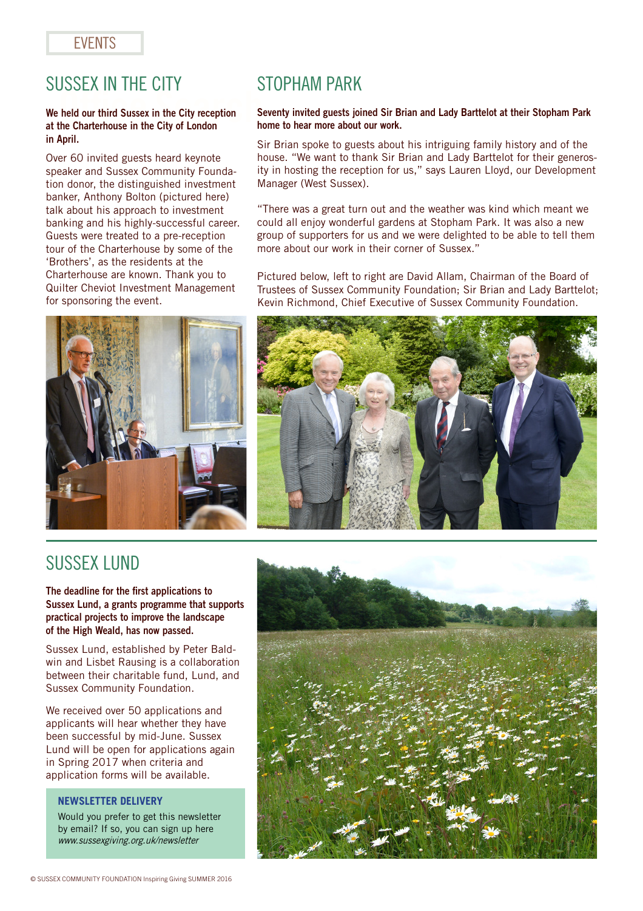EVENTS

## SUSSEX IN THE CITY

**We held our third Sussex in the City reception at the Charterhouse in the City of London in April.**

Over 60 invited guests heard keynote speaker and Sussex Community Foundation donor, the distinguished investment banker, Anthony Bolton (pictured here) talk about his approach to investment banking and his highly-successful career. Guests were treated to a pre-reception tour of the Charterhouse by some of the 'Brothers', as the residents at the Charterhouse are known. Thank you to Quilter Cheviot Investment Management for sponsoring the event.

## STOPHAM PARK

**Seventy invited guests joined Sir Brian and Lady Barttelot at their Stopham Park home to hear more about our work.**

Sir Brian spoke to guests about his intriguing family history and of the house. "We want to thank Sir Brian and Lady Barttelot for their generosity in hosting the reception for us," says Lauren Lloyd, our Development Manager (West Sussex).

"There was a great turn out and the weather was kind which meant we could all enjoy wonderful gardens at Stopham Park. It was also a new group of supporters for us and we were delighted to be able to tell them more about our work in their corner of Sussex."

Pictured below, left to right are David Allam, Chairman of the Board of Trustees of Sussex Community Foundation; Sir Brian and Lady Barttelot; Kevin Richmond, Chief Executive of Sussex Community Foundation.

## SUSSEX LUND

**The deadline for the first applications to Sussex Lund, a grants programme that supports practical projects to improve the landscape of the High Weald, has now passed.**

Sussex Lund, established by Peter Baldwin and Lisbet Rausing is a collaboration between their charitable fund, Lund, and Sussex Community Foundation.

We received over 50 applications and applicants will hear whether they have been successful by mid-June. Sussex Lund will be open for applications again in Spring 2017 when criteria and application forms will be available.

### NEWSLETTER DELIVERY

Would you prefer to get this newsletter by email? If so, you can sign up here *www.sussexgiving.org.uk/newsletter*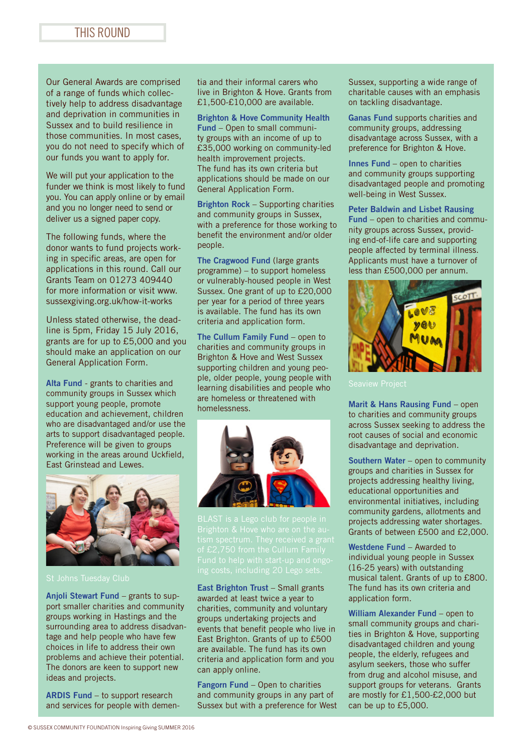# THIS ROUND

Our General Awards are comprised of a range of funds which collectively help to address disadvantage and deprivation in communities in Sussex and to build resilience in those communities. In most cases, you do not need to specify which of our funds you want to apply for.

We will put your application to the funder we think is most likely to fund you. You can apply online or by email and you no longer need to send or deliver us a signed paper copy.

The following funds, where the donor wants to fund projects working in specific areas, are open for applications in this round. Call our Grants Team on 01273 409440 for more information or visit www.sussexgiving.org.uk/how-it-works

Unless stated otherwise, the deadline is 5pm, Friday 15 July 2016, grants are for up to £5,000 and you should make an application on our General Application Form.

**Alta Fund** - grants to charities and community groups in Sussex which support young people, promote education and achievement, children who are disadvantaged and/or use the arts to support disadvantaged people. Preference will be given to groups working in the areas around Uckfield, East Grinstead and Lewes.

St Johns Tuesday Club

**Anjoli Stewart Fund** – grants to support smaller charities and community groups working in Hastings and the surrounding area to address disadvantage and help people who have few choices in life to address their own problems and achieve their potential. The donors are keen to support new ideas and projects.

**ARDIS Fund** – to support research and services for people with dementia and their informal carers who live in Brighton & Hove. Grants from £1,500-£10,000 are available.

**Brighton & Hove Community Health Fund** – Open to small community groups with an income of up to £35,000 working on community-led health improvement projects. The fund has its own criteria but applications should be made on our General Application Form.

**Brighton Rock** – Supporting charities and community groups in Sussex, with a preference for those working to benefit the environment and/or older people.

**The Cragwood Fund** (large grants programme) – to support homeless or vulnerably-housed people in West Sussex. One grant of up to £20,000 per year for a period of three years is available. The fund has its own criteria and application form.

**The Cullum Family Fund** – open to charities and community groups in Brighton & Hove and West Sussex supporting children and young people, older people, young people with learning disabilities and people who are homeless or threatened with homelessness.

BLAST is a Lego club for people in Brighton & Hove who are on the autism spectrum. They received a grant of £2,750 from the Cullum Family Fund to help with start-up and ongoing costs, including 20 Lego sets.

**East Brighton Trust** – Small grants awarded at least twice a year to charities, community and voluntary groups undertaking projects and events that benefit people who live in East Brighton. Grants of up to £500 are available. The fund has its own criteria and application form and you can apply online.

**Fangorn Fund** – Open to charities and community groups in any part of Sussex but with a preference for West Sussex, supporting a wide range of charitable causes with an emphasis on tackling disadvantage.

**Ganas Fund** supports charities and community groups, addressing disadvantage across Sussex, with a preference for Brighton & Hove.

**Innes Fund** – open to charities and community groups supporting disadvantaged people and promoting well-being in West Sussex.

**Peter Baldwin and Lisbet Rausing Fund** – open to charities and community groups across Sussex, providing end-of-life care and supporting people affected by terminal illness. Applicants must have a turnover of less than £500,000 per annum.

Seaview Project

**Marit & Hans Rausing Fund** – open to charities and community groups across Sussex seeking to address the root causes of social and economic disadvantage and deprivation.

**Southern Water** – open to community groups and charities in Sussex for projects addressing healthy living, educational opportunities and environmental initiatives, including community gardens, allotments and projects addressing water shortages. Grants of between £500 and £2,000.

**Westdene Fund** – Awarded to individual young people in Sussex (16-25 years) with outstanding musical talent. Grants of up to £800. The fund has its own criteria and application form.

**William Alexander Fund** – open to small community groups and charities in Brighton & Hove, supporting disadvantaged children and young people, the elderly, refugees and asylum seekers, those who suffer from drug and alcohol misuse, and support groups for veterans. Grants are mostly for £1,500-£2,000 but can be up to £5,000.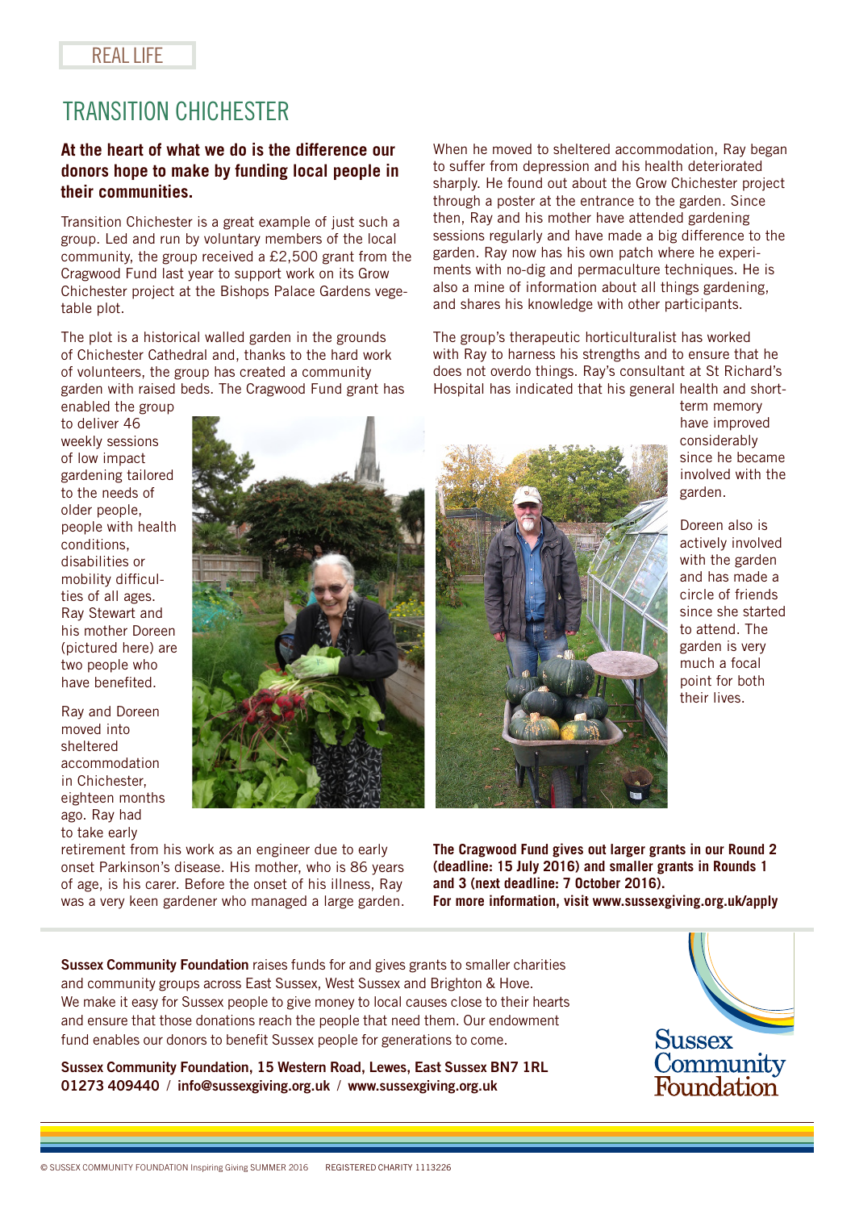REAL LIFE

# TRANSITION CHICHESTER

**At the heart of what we do is the difference our donors hope to make by funding local people in their communities.**

Transition Chichester is a great example of just such a group. Led and run by voluntary members of the local community, the group received a £2,500 grant from the Cragwood Fund last year to support work on its Grow Chichester project at the Bishops Palace Gardens vegetable plot.

The plot is a historical walled garden in the grounds of Chichester Cathedral and, thanks to the hard work of volunteers, the group has created a community garden with raised beds. The Cragwood Fund grant has enabled the group to deliver 46 weekly sessions of low impact gardening tailored to the needs of older people, people with health conditions, disabilities or mobility difficulties of all ages. Ray Stewart and his mother Doreen (pictured here) are two people who have benefited.

Ray and Doreen moved into sheltered accommodation in Chichester, eighteen months ago. Ray had to take early retirement from his work as an engineer due to early onset Parkinson's disease. His mother, who is 86 years of age, is his carer. Before the onset of his illness, Ray was a very keen gardener who managed a large garden.

When he moved to sheltered accommodation, Ray began to suffer from depression and his health deteriorated sharply. He found out about the Grow Chichester project through a poster at the entrance to the garden. Since then, Ray and his mother have attended gardening sessions regularly and have made a big difference to the garden. Ray now has his own patch where he experiments with no-dig and permaculture techniques. He is also a mine of information about all things gardening, and shares his knowledge with other participants.

The group's therapeutic horticulturalist has worked with Ray to harness his strengths and to ensure that he does not overdo things. Ray's consultant at St Richard's Hospital has indicated that his general health and short-term memory have improved considerably since he became involved with the garden.

Doreen also is actively involved with the garden and has made a circle of friends since she started to attend. The garden is very much a focal point for both their lives.

**The Cragwood Fund gives out larger grants in our Round 2 (deadline: 15 July 2016) and smaller grants in Rounds 1 and 3 (next deadline: 7 October 2016). For more information, visit www.sussexgiving.org.uk/apply**

**Sussex Community Foundation** raises funds for and gives grants to smaller charities and community groups across East Sussex, West Sussex and Brighton & Hove. We make it easy for Sussex people to give money to local causes close to their hearts and ensure that those donations reach the people that need them. Our endowment fund enables our donors to benefit Sussex people for generations to come.

**Sussex Community Foundation, 15 Western Road, Lewes, East Sussex BN7 1RL**
**01273 409440 / info@sussexgiving.org.uk / www.sussexgiving.org.uk**

Sussex Community Foundation

© SUSSEX COMMUNITY FOUNDATION Inspiring Giving SUMMER 2016 REGISTERED CHARITY 1113226